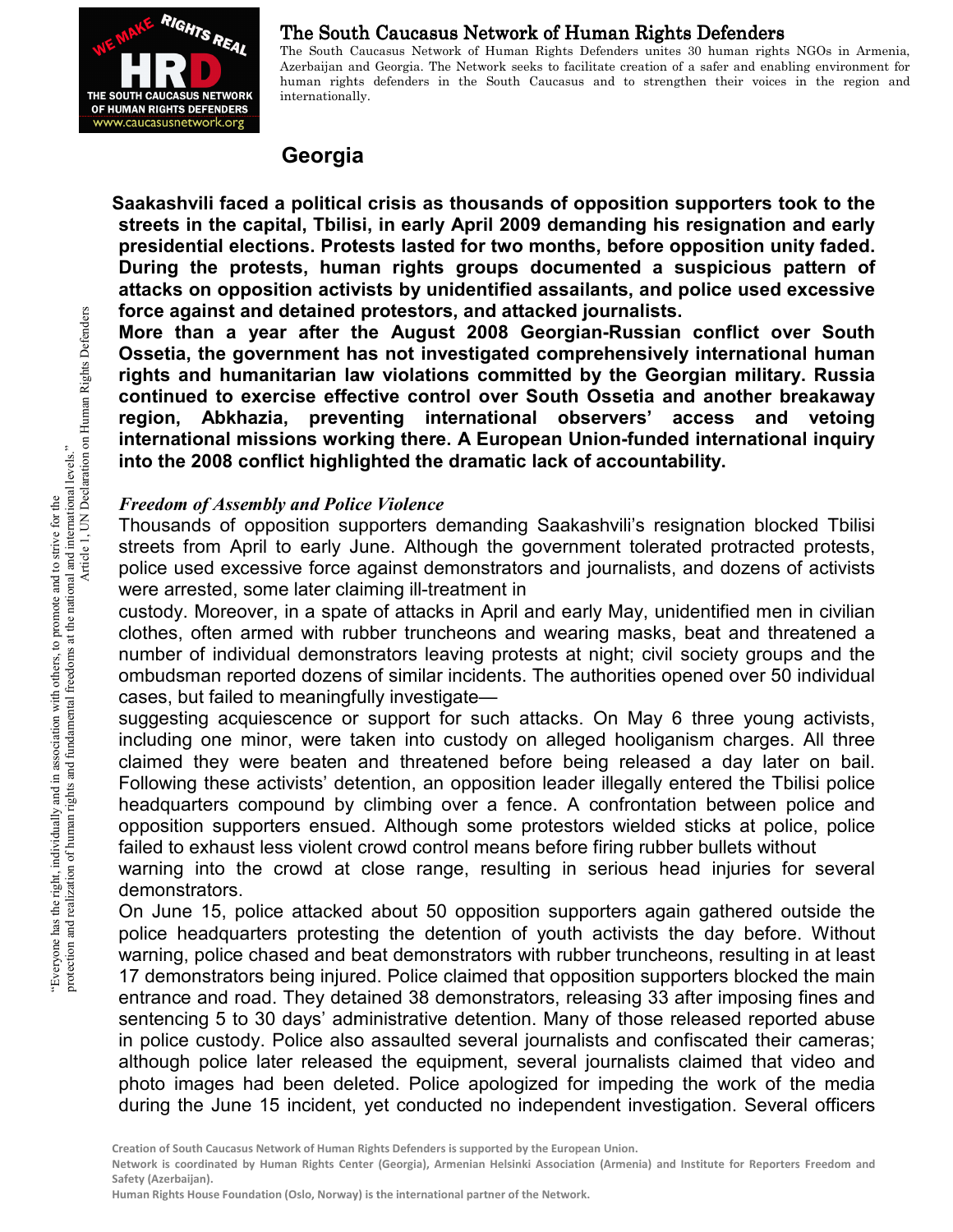# The South Caucasus Network of Human Rights Defenders

The South Caucasus Network of Human Rights Defenders unites 30 human rights NGOs in Armenia, Azerbaijan and Georgia. The Network seeks to facilitate creation of a safer and enabling environment for human rights defenders in the South Caucasus and to strengthen their voices in the region and internationally.

## Georgia

**Saakashvili faced a political crisis as thousands of opposition supporters took to the streets in the capital, Tbilisi, in early April 2009 demanding his resignation and early presidential elections. Protests lasted for two months, before opposition unity faded. During the protests, human rights groups documented a suspicious pattern of attacks on opposition activists by unidentified assailants, and police used excessive force against and detained protestors, and attacked journalists.**

**More than a year after the August 2008 Georgian-Russian conflict over South Ossetia, the government has not investigated comprehensively international human rights and humanitarian law violations committed by the Georgian military. Russia continued to exercise effective control over South Ossetia and another breakaway region, Abkhazia, preventing international observers' access and vetoing international missions working there. A European Union-funded international inquiry into the 2008 conflict highlighted the dramatic lack of accountability.**

### *Freedom of Assembly and Police Violence*

Thousands of opposition supporters demanding Saakashvili's resignation blocked Tbilisi streets from April to early June. Although the government tolerated protracted protests, police used excessive force against demonstrators and journalists, and dozens of activists were arrested, some later claiming ill-treatment in custody. Moreover, in a spate of attacks in April and early May, unidentified men in civilian clothes, often armed with rubber truncheons and wearing masks, beat and threatened a number of individual demonstrators leaving protests at night; civil society groups and the ombudsman reported dozens of similar incidents. The authorities opened over 50 individual cases, but failed to meaningfully investigate—suggesting acquiescence or support for such attacks. On May 6 three young activists, including one minor, were taken into custody on alleged hooliganism charges. All three claimed they were beaten and threatened before being released a day later on bail. Following these activists' detention, an opposition leader illegally entered the Tbilisi police headquarters compound by climbing over a fence. A confrontation between police and opposition supporters ensued. Although some protestors wielded sticks at police, police failed to exhaust less violent crowd control means before firing rubber bullets without warning into the crowd at close range, resulting in serious head injuries for several demonstrators.

On June 15, police attacked about 50 opposition supporters again gathered outside the police headquarters protesting the detention of youth activists the day before. Without warning, police chased and beat demonstrators with rubber truncheons, resulting in at least 17 demonstrators being injured. Police claimed that opposition supporters blocked the main entrance and road. They detained 38 demonstrators, releasing 33 after imposing fines and sentencing 5 to 30 days' administrative detention. Many of those released reported abuse in police custody. Police also assaulted several journalists and confiscated their cameras; although police later released the equipment, several journalists claimed that video and photo images had been deleted. Police apologized for impeding the work of the media during the June 15 incident, yet conducted no independent investigation. Several officers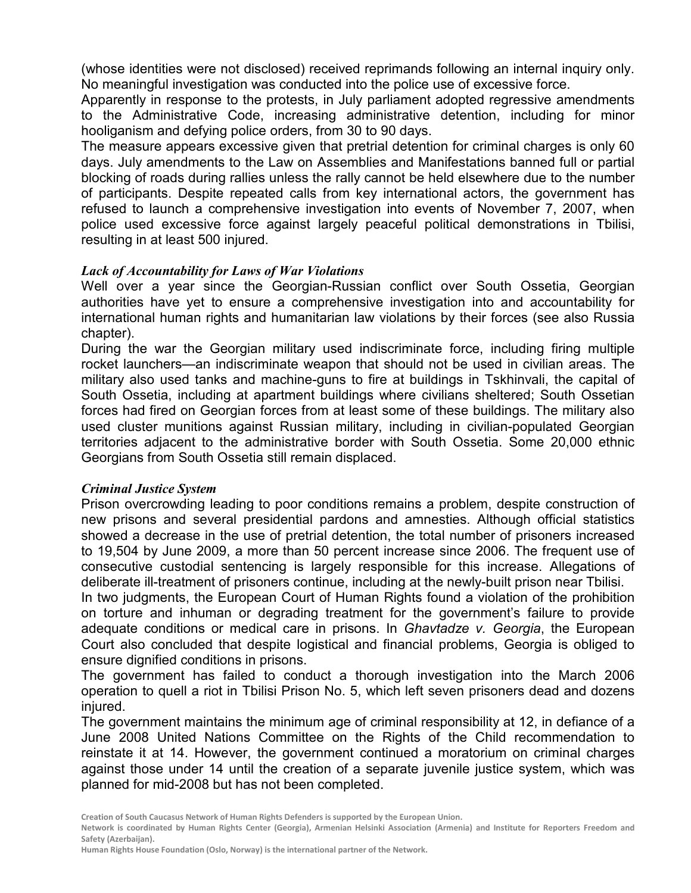(whose identities were not disclosed) received reprimands following an internal inquiry only. No meaningful investigation was conducted into the police use of excessive force.

Apparently in response to the protests, in July parliament adopted regressive amendments to the Administrative Code, increasing administrative detention, including for minor hooliganism and defying police orders, from 30 to 90 days.

The measure appears excessive given that pretrial detention for criminal charges is only 60 days. July amendments to the Law on Assemblies and Manifestations banned full or partial blocking of roads during rallies unless the rally cannot be held elsewhere due to the number of participants. Despite repeated calls from key international actors, the government has refused to launch a comprehensive investigation into events of November 7, 2007, when police used excessive force against largely peaceful political demonstrations in Tbilisi, resulting in at least 500 injured.

### *Lack of Accountability for Laws of War Violations*

Well over a year since the Georgian-Russian conflict over South Ossetia, Georgian authorities have yet to ensure a comprehensive investigation into and accountability for international human rights and humanitarian law violations by their forces (see also Russia chapter).

During the war the Georgian military used indiscriminate force, including firing multiple rocket launchers—an indiscriminate weapon that should not be used in civilian areas. The military also used tanks and machine-guns to fire at buildings in Tskhinvali, the capital of South Ossetia, including at apartment buildings where civilians sheltered; South Ossetian forces had fired on Georgian forces from at least some of these buildings. The military also used cluster munitions against Russian military, including in civilian-populated Georgian territories adjacent to the administrative border with South Ossetia. Some 20,000 ethnic Georgians from South Ossetia still remain displaced.

### *Criminal Justice System*

Prison overcrowding leading to poor conditions remains a problem, despite construction of new prisons and several presidential pardons and amnesties. Although official statistics showed a decrease in the use of pretrial detention, the total number of prisoners increased to 19,504 by June 2009, a more than 50 percent increase since 2006. The frequent use of consecutive custodial sentencing is largely responsible for this increase. Allegations of deliberate ill-treatment of prisoners continue, including at the newly-built prison near Tbilisi.

In two judgments, the European Court of Human Rights found a violation of the prohibition on torture and inhuman or degrading treatment for the government's failure to provide adequate conditions or medical care in prisons. In *Ghavtadze v. Georgia*, the European Court also concluded that despite logistical and financial problems, Georgia is obliged to ensure dignified conditions in prisons.

The government has failed to conduct a thorough investigation into the March 2006 operation to quell a riot in Tbilisi Prison No. 5, which left seven prisoners dead and dozens injured.

The government maintains the minimum age of criminal responsibility at 12, in defiance of a June 2008 United Nations Committee on the Rights of the Child recommendation to reinstate it at 14. However, the government continued a moratorium on criminal charges against those under 14 until the creation of a separate juvenile justice system, which was planned for mid-2008 but has not been completed.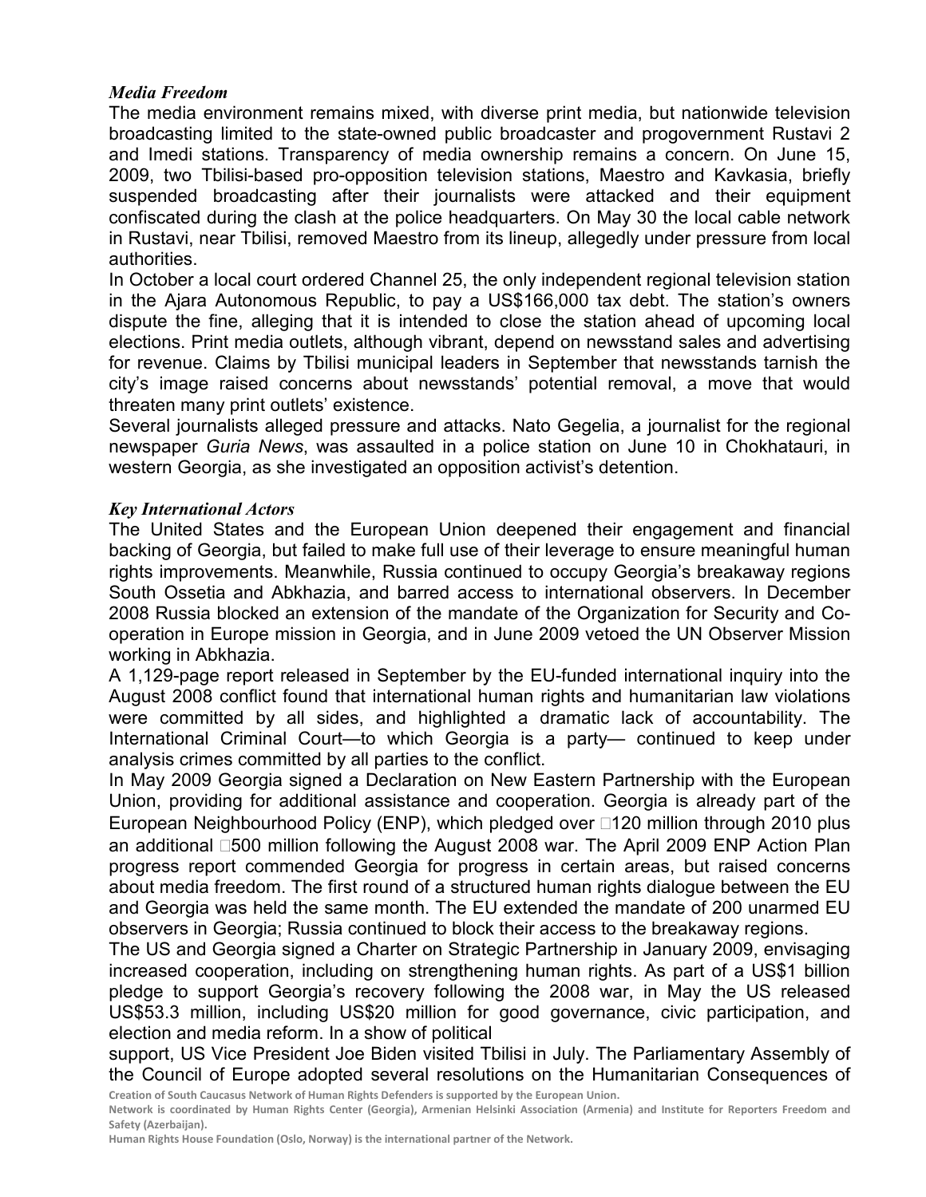### *Media Freedom*

The media environment remains mixed, with diverse print media, but nationwide television broadcasting limited to the state-owned public broadcaster and progovernment Rustavi 2 and Imedi stations. Transparency of media ownership remains a concern. On June 15, 2009, two Tbilisi-based pro-opposition television stations, Maestro and Kavkasia, briefly suspended broadcasting after their journalists were attacked and their equipment confiscated during the clash at the police headquarters. On May 30 the local cable network in Rustavi, near Tbilisi, removed Maestro from its lineup, allegedly under pressure from local authorities.

In October a local court ordered Channel 25, the only independent regional television station in the Ajara Autonomous Republic, to pay a US$166,000 tax debt. The station's owners dispute the fine, alleging that it is intended to close the station ahead of upcoming local elections. Print media outlets, although vibrant, depend on newsstand sales and advertising for revenue. Claims by Tbilisi municipal leaders in September that newsstands tarnish the city's image raised concerns about newsstands' potential removal, a move that would threaten many print outlets' existence.

Several journalists alleged pressure and attacks. Nato Gegelia, a journalist for the regional newspaper *Guria News*, was assaulted in a police station on June 10 in Chokhatauri, in western Georgia, as she investigated an opposition activist's detention.

### *Key International Actors*

The United States and the European Union deepened their engagement and financial backing of Georgia, but failed to make full use of their leverage to ensure meaningful human rights improvements. Meanwhile, Russia continued to occupy Georgia's breakaway regions South Ossetia and Abkhazia, and barred access to international observers. In December 2008 Russia blocked an extension of the mandate of the Organization for Security and Co-operation in Europe mission in Georgia, and in June 2009 vetoed the UN Observer Mission working in Abkhazia.

A 1,129-page report released in September by the EU-funded international inquiry into the August 2008 conflict found that international human rights and humanitarian law violations were committed by all sides, and highlighted a dramatic lack of accountability. The International Criminal Court—to which Georgia is a party— continued to keep under analysis crimes committed by all parties to the conflict.

In May 2009 Georgia signed a Declaration on New Eastern Partnership with the European Union, providing for additional assistance and cooperation. Georgia is already part of the European Neighbourhood Policy (ENP), which pledged over €120 million through 2010 plus an additional €500 million following the August 2008 war. The April 2009 ENP Action Plan progress report commended Georgia for progress in certain areas, but raised concerns about media freedom. The first round of a structured human rights dialogue between the EU and Georgia was held the same month. The EU extended the mandate of 200 unarmed EU observers in Georgia; Russia continued to block their access to the breakaway regions.

The US and Georgia signed a Charter on Strategic Partnership in January 2009, envisaging increased cooperation, including on strengthening human rights. As part of a US$1 billion pledge to support Georgia's recovery following the 2008 war, in May the US released US$53.3 million, including US$20 million for good governance, civic participation, and election and media reform. In a show of political support, US Vice President Joe Biden visited Tbilisi in July. The Parliamentary Assembly of the Council of Europe adopted several resolutions on the Humanitarian Consequences of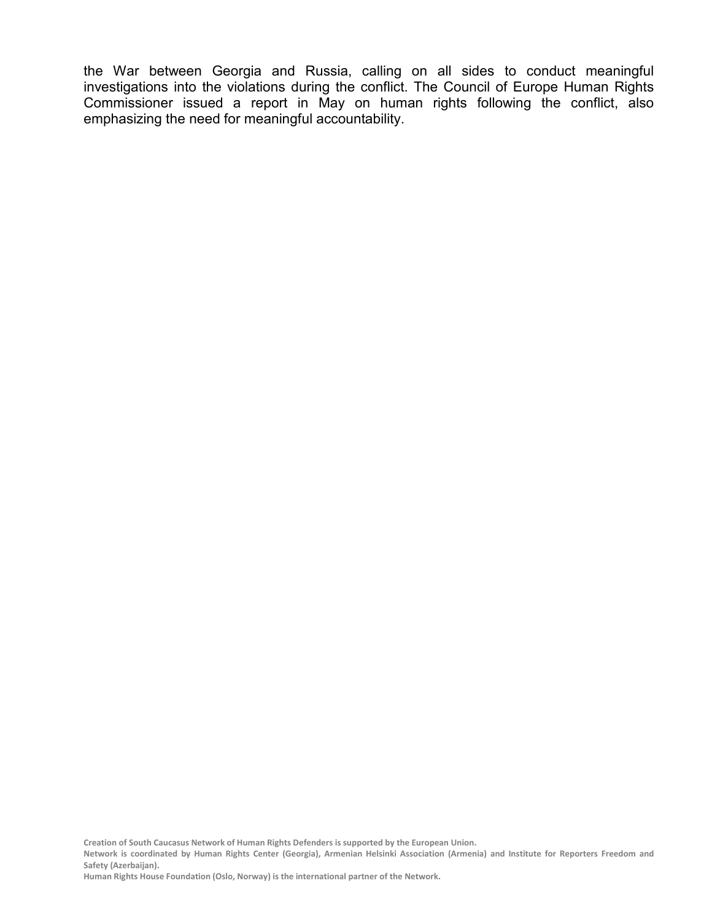the War between Georgia and Russia, calling on all sides to conduct meaningful investigations into the violations during the conflict. The Council of Europe Human Rights Commissioner issued a report in May on human rights following the conflict, also emphasizing the need for meaningful accountability.